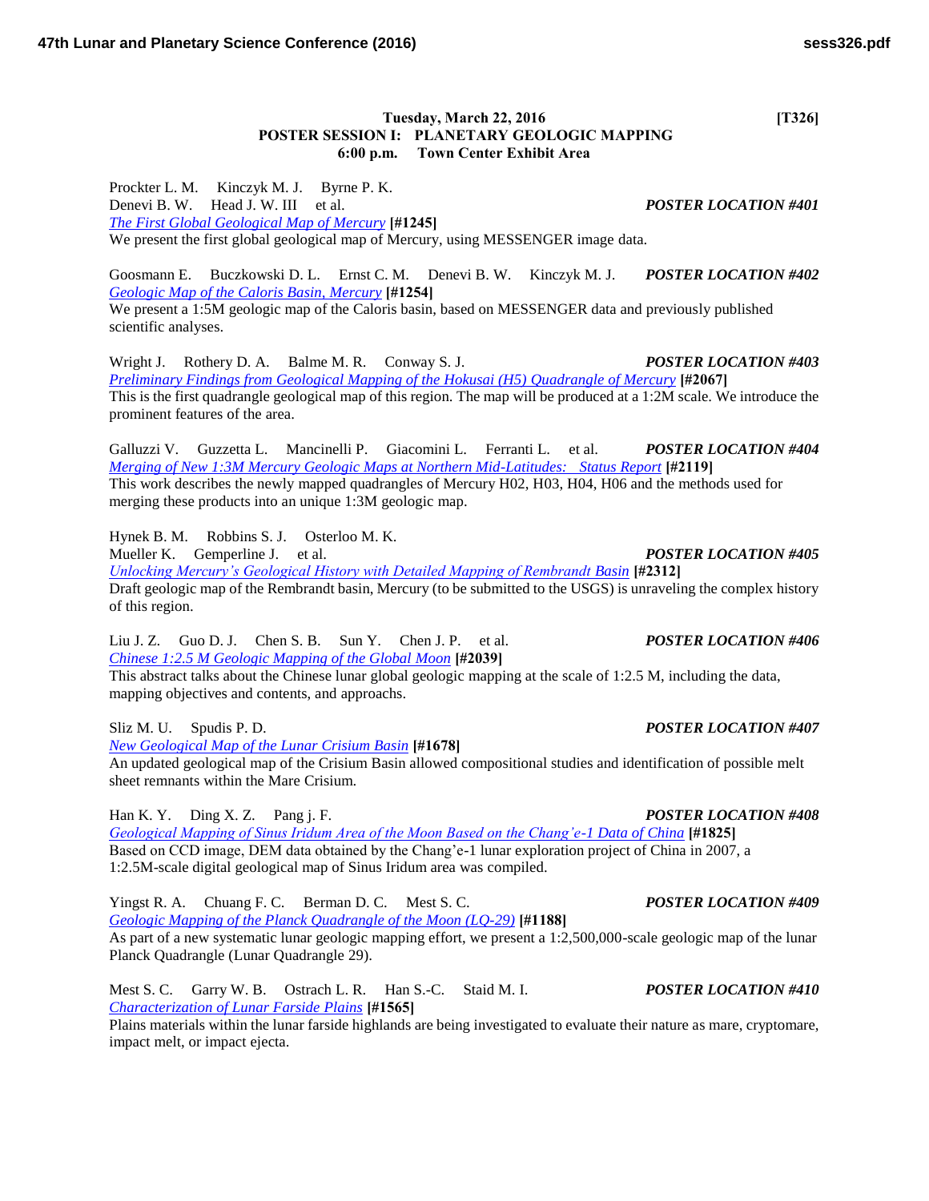**Tuesday, March 22, 2016** **[T326]**

**POSTER SESSION I: PLANETARY GEOLOGIC MAPPING**
**6:00 p.m. Town Center Exhibit Area**

Prockter L. M. Kinczyk M. J. Byrne P. K.
Denevi B. W. Head J. W. III et al. ***POSTER LOCATION #401***
*The First Global Geological Map of Mercury* **[#1245]**
We present the first global geological map of Mercury, using MESSENGER image data.

Goosmann E. Buczkowski D. L. Ernst C. M. Denevi B. W. Kinczyk M. J. ***POSTER LOCATION #402***
*Geologic Map of the Caloris Basin, Mercury* **[#1254]**
We present a 1:5M geologic map of the Caloris basin, based on MESSENGER data and previously published scientific analyses.

Wright J. Rothery D. A. Balme M. R. Conway S. J. ***POSTER LOCATION #403***
*Preliminary Findings from Geological Mapping of the Hokusai (H5) Quadrangle of Mercury* **[#2067]**
This is the first quadrangle geological map of this region. The map will be produced at a 1:2M scale. We introduce the prominent features of the area.

Galluzzi V. Guzzetta L. Mancinelli P. Giacomini L. Ferranti L. et al. ***POSTER LOCATION #404***
*Merging of New 1:3M Mercury Geologic Maps at Northern Mid-Latitudes: Status Report* **[#2119]**
This work describes the newly mapped quadrangles of Mercury H02, H03, H04, H06 and the methods used for merging these products into an unique 1:3M geologic map.

Hynek B. M. Robbins S. J. Osterloo M. K.
Mueller K. Gemperline J. et al. ***POSTER LOCATION #405***
*Unlocking Mercury's Geological History with Detailed Mapping of Rembrandt Basin* **[#2312]**
Draft geologic map of the Rembrandt basin, Mercury (to be submitted to the USGS) is unraveling the complex history of this region.

Liu J. Z. Guo D. J. Chen S. B. Sun Y. Chen J. P. et al. ***POSTER LOCATION #406***
*Chinese 1:2.5 M Geologic Mapping of the Global Moon* **[#2039]**
This abstract talks about the Chinese lunar global geologic mapping at the scale of 1:2.5 M, including the data, mapping objectives and contents, and approachs.

Sliz M. U. Spudis P. D. ***POSTER LOCATION #407***
*New Geological Map of the Lunar Crisium Basin* **[#1678]**
An updated geological map of the Crisium Basin allowed compositional studies and identification of possible melt sheet remnants within the Mare Crisium.

Han K. Y. Ding X. Z. Pang j. F. ***POSTER LOCATION #408***
*Geological Mapping of Sinus Iridum Area of the Moon Based on the Chang'e-1 Data of China* **[#1825]**
Based on CCD image, DEM data obtained by the Chang'e-1 lunar exploration project of China in 2007, a 1:2.5M-scale digital geological map of Sinus Iridum area was compiled.

Yingst R. A. Chuang F. C. Berman D. C. Mest S. C. ***POSTER LOCATION #409***
*Geologic Mapping of the Planck Quadrangle of the Moon (LQ-29)* **[#1188]**
As part of a new systematic lunar geologic mapping effort, we present a 1:2,500,000-scale geologic map of the lunar Planck Quadrangle (Lunar Quadrangle 29).

Mest S. C. Garry W. B. Ostrach L. R. Han S.-C. Staid M. I. ***POSTER LOCATION #410***
*Characterization of Lunar Farside Plains* **[#1565]**
Plains materials within the lunar farside highlands are being investigated to evaluate their nature as mare, cryptomare, impact melt, or impact ejecta.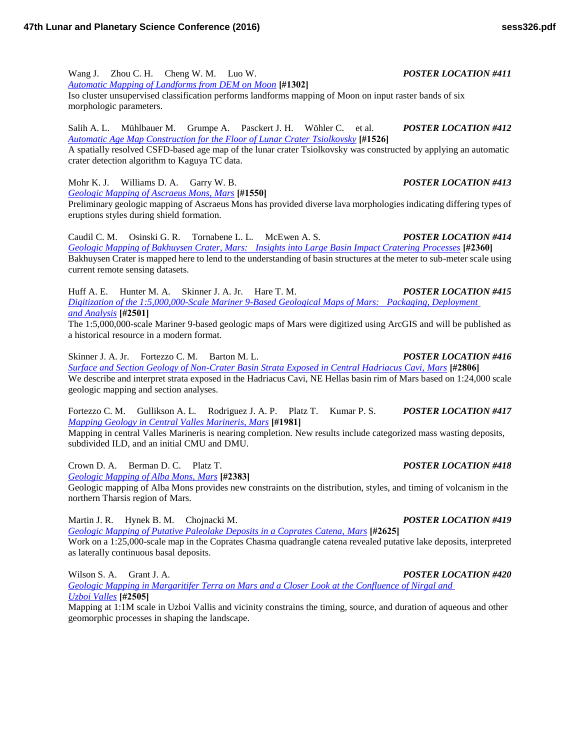Wang J.   Zhou C. H.   Cheng W. M.   Luo W.   ***POSTER LOCATION #411***
*Automatic Mapping of Landforms from DEM on Moon* **[#1302]**
Iso cluster unsupervised classification performs landforms mapping of Moon on input raster bands of six morphologic parameters.

Salih A. L.   Mühlbauer M.   Grumpe A.   Pasckert J. H.   Wöhler C.   et al.   ***POSTER LOCATION #412***
*Automatic Age Map Construction for the Floor of Lunar Crater Tsiolkovsky* **[#1526]**
A spatially resolved CSFD-based age map of the lunar crater Tsiolkovsky was constructed by applying an automatic crater detection algorithm to Kaguya TC data.

Mohr K. J.   Williams D. A.   Garry W. B.   ***POSTER LOCATION #413***
*Geologic Mapping of Ascraeus Mons, Mars* **[#1550]**
Preliminary geologic mapping of Ascraeus Mons has provided diverse lava morphologies indicating differing types of eruptions styles during shield formation.

Caudil C. M.   Osinski G. R.   Tornabene L. L.   McEwen A. S.   ***POSTER LOCATION #414***
*Geologic Mapping of Bakhuysen Crater, Mars:  Insights into Large Basin Impact Cratering Processes* **[#2360]**
Bakhuysen Crater is mapped here to lend to the understanding of basin structures at the meter to sub-meter scale using current remote sensing datasets.

Huff A. E.   Hunter M. A.   Skinner J. A. Jr.   Hare T. M.   ***POSTER LOCATION #415***
*Digitization of the 1:5,000,000-Scale Mariner 9-Based Geological Maps of Mars:  Packaging, Deployment and Analysis* **[#2501]**
The 1:5,000,000-scale Mariner 9-based geologic maps of Mars were digitized using ArcGIS and will be published as a historical resource in a modern format.

Skinner J. A. Jr.   Fortezzo C. M.   Barton M. L.   ***POSTER LOCATION #416***
*Surface and Section Geology of Non-Crater Basin Strata Exposed in Central Hadriacus Cavi, Mars* **[#2806]**
We describe and interpret strata exposed in the Hadriacus Cavi, NE Hellas basin rim of Mars based on 1:24,000 scale geologic mapping and section analyses.

Fortezzo C. M.   Gullikson A. L.   Rodriguez J. A. P.   Platz T.   Kumar P. S.   ***POSTER LOCATION #417***
*Mapping Geology in Central Valles Marineris, Mars* **[#1981]**
Mapping in central Valles Marineris is nearing completion. New results include categorized mass wasting deposits, subdivided ILD, and an initial CMU and DMU.

Crown D. A.   Berman D. C.   Platz T.   ***POSTER LOCATION #418***
*Geologic Mapping of Alba Mons, Mars* **[#2383]**
Geologic mapping of Alba Mons provides new constraints on the distribution, styles, and timing of volcanism in the northern Tharsis region of Mars.

Martin J. R.   Hynek B. M.   Chojnacki M.   ***POSTER LOCATION #419***
*Geologic Mapping of Putative Paleolake Deposits in a Coprates Catena, Mars* **[#2625]**
Work on a 1:25,000-scale map in the Coprates Chasma quadrangle catena revealed putative lake deposits, interpreted as laterally continuous basal deposits.

Wilson S. A.   Grant J. A.   ***POSTER LOCATION #420***
*Geologic Mapping in Margaritifer Terra on Mars and a Closer Look at the Confluence of Nirgal and Uzboi Valles* **[#2505]**
Mapping at 1:1M scale in Uzboi Vallis and vicinity constrains the timing, source, and duration of aqueous and other geomorphic processes in shaping the landscape.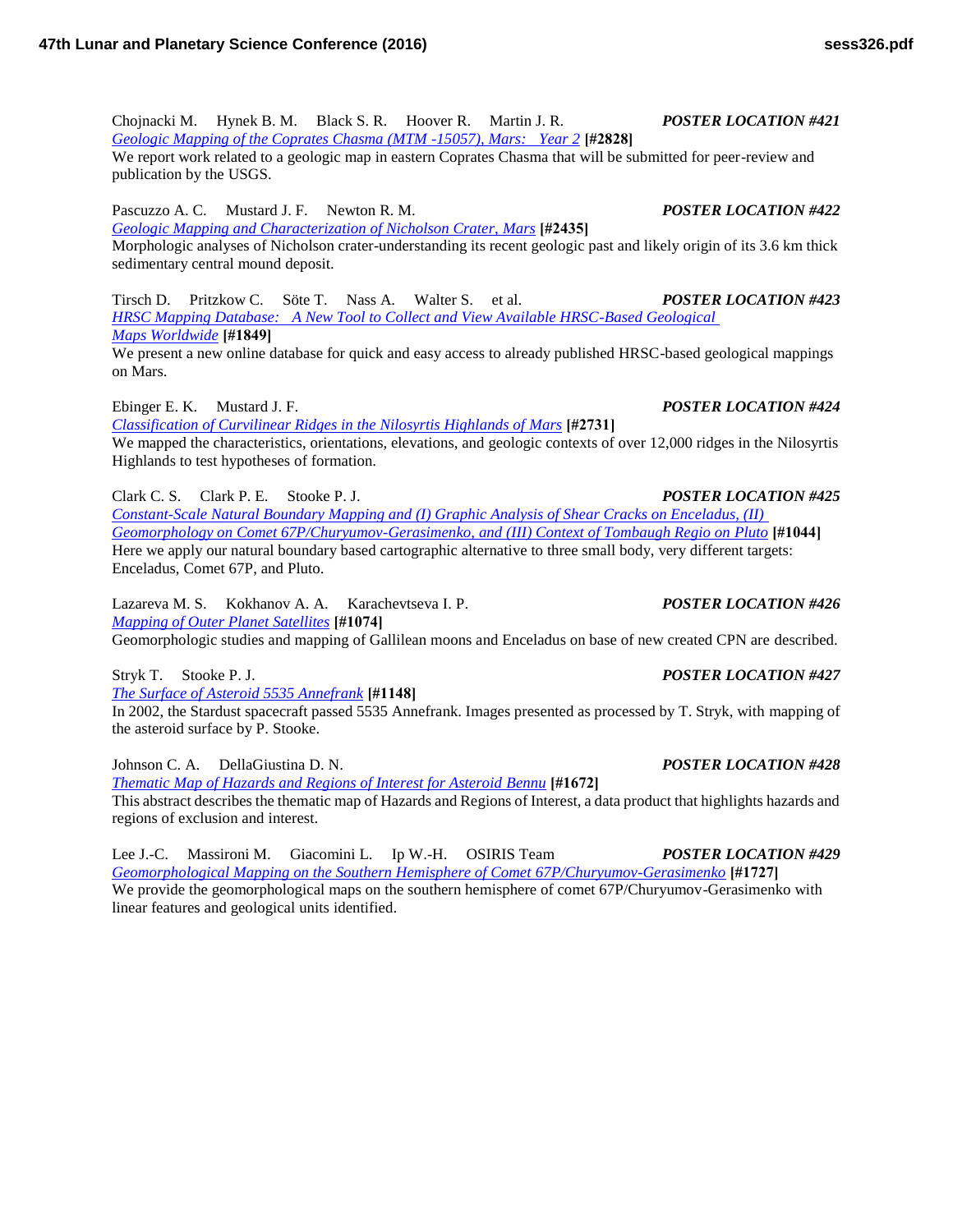Chojnacki M. Hynek B. M. Black S. R. Hoover R. Martin J. R. ***POSTER LOCATION #421***
*Geologic Mapping of the Coprates Chasma (MTM -15057), Mars: Year 2* **[#2828]**
We report work related to a geologic map in eastern Coprates Chasma that will be submitted for peer-review and publication by the USGS.

Pascuzzo A. C. Mustard J. F. Newton R. M. ***POSTER LOCATION #422***
*Geologic Mapping and Characterization of Nicholson Crater, Mars* **[#2435]**
Morphologic analyses of Nicholson crater-understanding its recent geologic past and likely origin of its 3.6 km thick sedimentary central mound deposit.

Tirsch D. Pritzkow C. Söte T. Nass A. Walter S. et al. ***POSTER LOCATION #423***
*HRSC Mapping Database: A New Tool to Collect and View Available HRSC-Based Geological Maps Worldwide* **[#1849]**
We present a new online database for quick and easy access to already published HRSC-based geological mappings on Mars.

Ebinger E. K. Mustard J. F. ***POSTER LOCATION #424***
*Classification of Curvilinear Ridges in the Nilosyrtis Highlands of Mars* **[#2731]**
We mapped the characteristics, orientations, elevations, and geologic contexts of over 12,000 ridges in the Nilosyrtis Highlands to test hypotheses of formation.

Clark C. S. Clark P. E. Stooke P. J. ***POSTER LOCATION #425***
*Constant-Scale Natural Boundary Mapping and (I) Graphic Analysis of Shear Cracks on Enceladus, (II) Geomorphology on Comet 67P/Churyumov-Gerasimenko, and (III) Context of Tombaugh Regio on Pluto* **[#1044]**
Here we apply our natural boundary based cartographic alternative to three small body, very different targets: Enceladus, Comet 67P, and Pluto.

Lazareva M. S. Kokhanov A. A. Karachevtseva I. P. ***POSTER LOCATION #426***
*Mapping of Outer Planet Satellites* **[#1074]**
Geomorphologic studies and mapping of Gallilean moons and Enceladus on base of new created CPN are described.

Stryk T. Stooke P. J. ***POSTER LOCATION #427***
*The Surface of Asteroid 5535 Annefrank* **[#1148]**
In 2002, the Stardust spacecraft passed 5535 Annefrank. Images presented as processed by T. Stryk, with mapping of the asteroid surface by P. Stooke.

Johnson C. A. DellaGiustina D. N. ***POSTER LOCATION #428***
*Thematic Map of Hazards and Regions of Interest for Asteroid Bennu* **[#1672]**
This abstract describes the thematic map of Hazards and Regions of Interest, a data product that highlights hazards and regions of exclusion and interest.

Lee J.-C. Massironi M. Giacomini L. Ip W.-H. OSIRIS Team ***POSTER LOCATION #429***
*Geomorphological Mapping on the Southern Hemisphere of Comet 67P/Churyumov-Gerasimenko* **[#1727]**
We provide the geomorphological maps on the southern hemisphere of comet 67P/Churyumov-Gerasimenko with linear features and geological units identified.